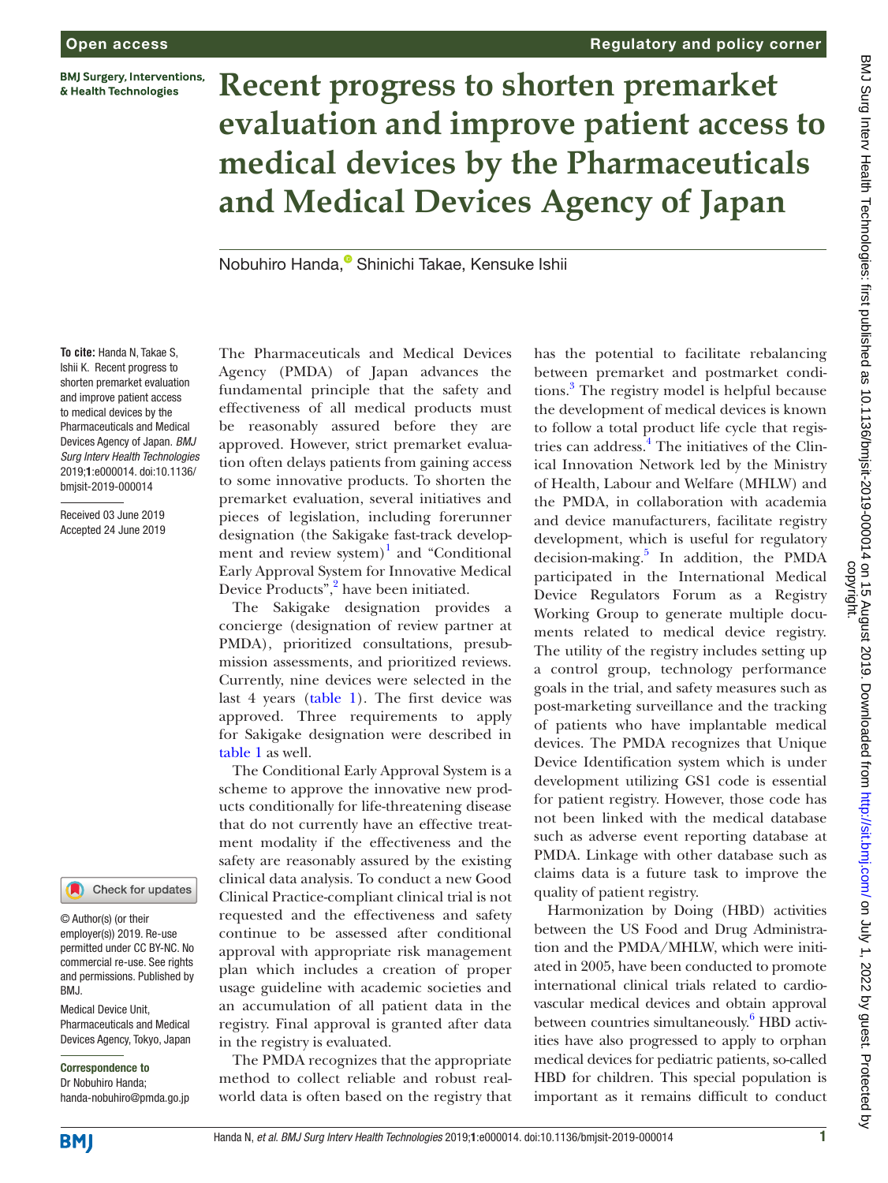# Recent progress to shorten premarket evaluation and improve patient access to medical devices by the Pharmaceuticals and Medical Devices Agency of Japan

Nobuhiro Handa, Shinichi Takae, Kensuke Ishii

**To cite:** Handa N, Takae S, Ishii K. Recent progress to shorten premarket evaluation and improve patient access to medical devices by the Pharmaceuticals and Medical Devices Agency of Japan. *BMJ Surg Interv Health Technologies* 2019;**1**:e000014. doi:10.1136/bmjsit-2019-000014

Received 03 June 2019
Accepted 24 June 2019

© Author(s) (or their employer(s)) 2019. Re-use permitted under CC BY-NC. No commercial re-use. See rights and permissions. Published by BMJ.

Medical Device Unit, Pharmaceuticals and Medical Devices Agency, Tokyo, Japan

**Correspondence to**
Dr Nobuhiro Handa; handa-nobuhiro@pmda.go.jp

The Pharmaceuticals and Medical Devices Agency (PMDA) of Japan advances the fundamental principle that the safety and effectiveness of all medical products must be reasonably assured before they are approved. However, strict premarket evaluation often delays patients from gaining access to some innovative products. To shorten the premarket evaluation, several initiatives and pieces of legislation, including forerunner designation (the Sakigake fast-track development and review system)[1] and "Conditional Early Approval System for Innovative Medical Device Products",[2] have been initiated.

The Sakigake designation provides a concierge (designation of review partner at PMDA), prioritized consultations, presubmission assessments, and prioritized reviews. Currently, nine devices were selected in the last 4 years (table 1). The first device was approved. Three requirements to apply for Sakigake designation were described in table 1 as well.

The Conditional Early Approval System is a scheme to approve the innovative new products conditionally for life-threatening disease that do not currently have an effective treatment modality if the effectiveness and the safety are reasonably assured by the existing clinical data analysis. To conduct a new Good Clinical Practice-compliant clinical trial is not requested and the effectiveness and safety continue to be assessed after conditional approval with appropriate risk management plan which includes a creation of proper usage guideline with academic societies and an accumulation of all patient data in the registry. Final approval is granted after data in the registry is evaluated.

The PMDA recognizes that the appropriate method to collect reliable and robust real-world data is often based on the registry that has the potential to facilitate rebalancing between premarket and postmarket conditions.[3] The registry model is helpful because the development of medical devices is known to follow a total product life cycle that registries can address.[4] The initiatives of the Clinical Innovation Network led by the Ministry of Health, Labour and Welfare (MHLW) and the PMDA, in collaboration with academia and device manufacturers, facilitate registry development, which is useful for regulatory decision-making.[5] In addition, the PMDA participated in the International Medical Device Regulators Forum as a Registry Working Group to generate multiple documents related to medical device registry. The utility of the registry includes setting up a control group, technology performance goals in the trial, and safety measures such as post-marketing surveillance and the tracking of patients who have implantable medical devices. The PMDA recognizes that Unique Device Identification system which is under development utilizing GS1 code is essential for patient registry. However, those code has not been linked with the medical database such as adverse event reporting database at PMDA. Linkage with other database such as claims data is a future task to improve the quality of patient registry.

Harmonization by Doing (HBD) activities between the US Food and Drug Administration and the PMDA/MHLW, which were initiated in 2005, have been conducted to promote international clinical trials related to cardiovascular medical devices and obtain approval between countries simultaneously.[6] HBD activities have also progressed to apply to orphan medical devices for pediatric patients, so-called HBD for children. This special population is important as it remains difficult to conduct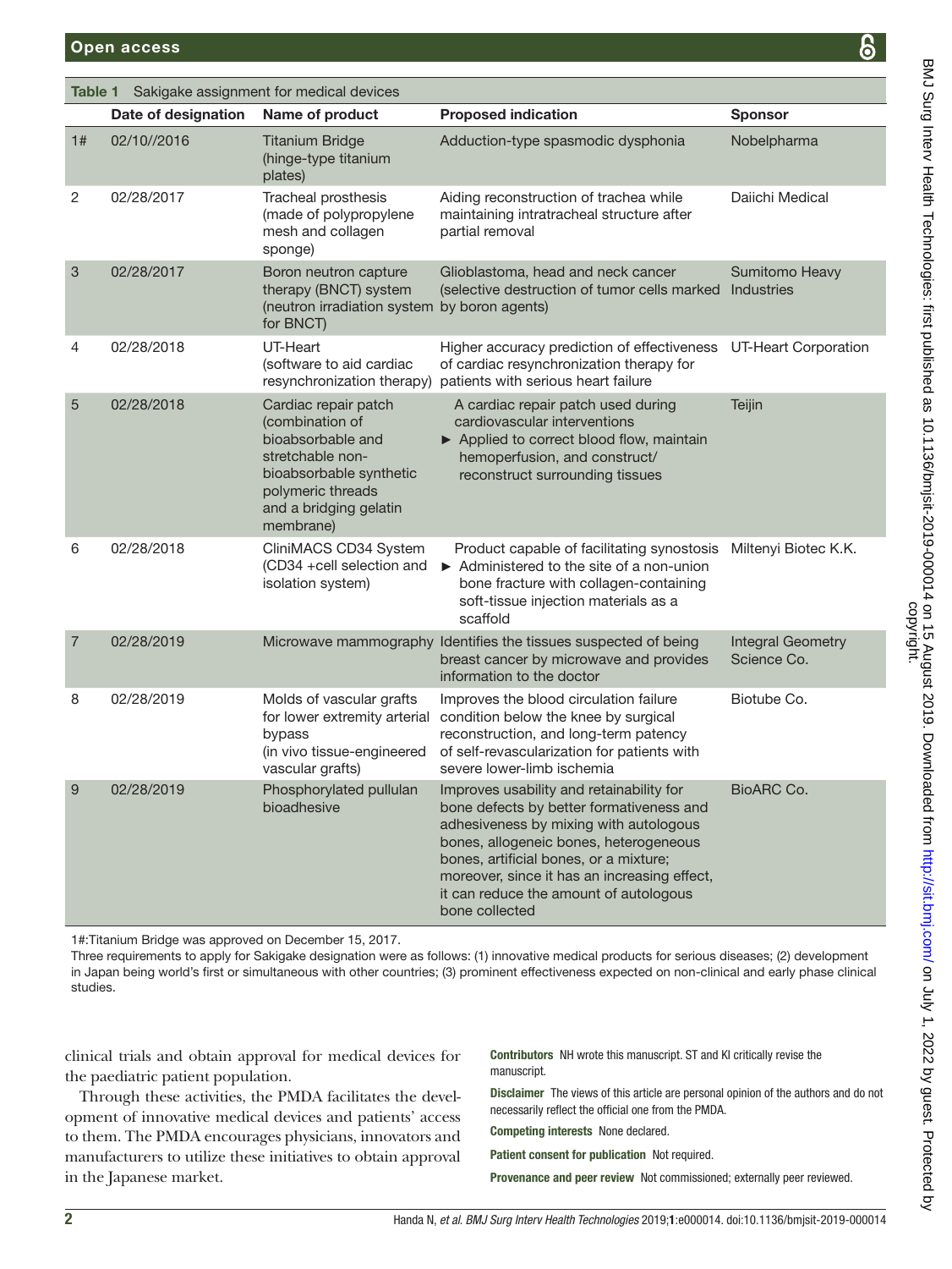**Table 1** Sakigake assignment for medical devices

| | Date of designation | Name of product | Proposed indication | Sponsor |
|---|---|---|---|---|
| 1# | 02/10//2016 | Titanium Bridge (hinge-type titanium plates) | Adduction-type spasmodic dysphonia | Nobelpharma |
| 2 | 02/28/2017 | Tracheal prosthesis (made of polypropylene mesh and collagen sponge) | Aiding reconstruction of trachea while maintaining intratracheal structure after partial removal | Daiichi Medical |
| 3 | 02/28/2017 | Boron neutron capture therapy (BNCT) system (neutron irradiation system for BNCT) | Glioblastoma, head and neck cancer (selective destruction of tumor cells marked by boron agents) | Sumitomo Heavy Industries |
| 4 | 02/28/2018 | UT-Heart (software to aid cardiac resynchronization therapy) | Higher accuracy prediction of effectiveness of cardiac resynchronization therapy for patients with serious heart failure | UT-Heart Corporation |
| 5 | 02/28/2018 | Cardiac repair patch (combination of bioabsorbable and stretchable non-bioabsorbable synthetic polymeric threads and a bridging gelatin membrane) | A cardiac repair patch used during cardiovascular interventions ► Applied to correct blood flow, maintain hemoperfusion, and construct/ reconstruct surrounding tissues | Teijin |
| 6 | 02/28/2018 | CliniMACS CD34 System (CD34 +cell selection and isolation system) | Product capable of facilitating synostosis ► Administered to the site of a non-union bone fracture with collagen-containing soft-tissue injection materials as a scaffold | Miltenyi Biotec K.K. |
| 7 | 02/28/2019 | Microwave mammography | Identifies the tissues suspected of being breast cancer by microwave and provides information to the doctor | Integral Geometry Science Co. |
| 8 | 02/28/2019 | Molds of vascular grafts for lower extremity arterial bypass (in vivo tissue-engineered vascular grafts) | Improves the blood circulation failure condition below the knee by surgical reconstruction, and long-term patency of self-revascularization for patients with severe lower-limb ischemia | Biotube Co. |
| 9 | 02/28/2019 | Phosphorylated pullulan bioadhesive | Improves usability and retainability for bone defects by better formativeness and adhesiveness by mixing with autologous bones, allogeneic bones, heterogeneous bones, artificial bones, or a mixture; moreover, since it has an increasing effect, it can reduce the amount of autologous bone collected | BioARC Co. |

1#:Titanium Bridge was approved on December 15, 2017.
Three requirements to apply for Sakigake designation were as follows: (1) innovative medical products for serious diseases; (2) development in Japan being world's first or simultaneous with other countries; (3) prominent effectiveness expected on non-clinical and early phase clinical studies.

clinical trials and obtain approval for medical devices for the paediatric patient population.

Through these activities, the PMDA facilitates the development of innovative medical devices and patients' access to them. The PMDA encourages physicians, innovators and manufacturers to utilize these initiatives to obtain approval in the Japanese market.

**Contributors** NH wrote this manuscript. ST and KI critically revise the manuscript.

**Disclaimer** The views of this article are personal opinion of the authors and do not necessarily reflect the official one from the PMDA.

**Competing interests** None declared.

**Patient consent for publication** Not required.

**Provenance and peer review** Not commissioned; externally peer reviewed.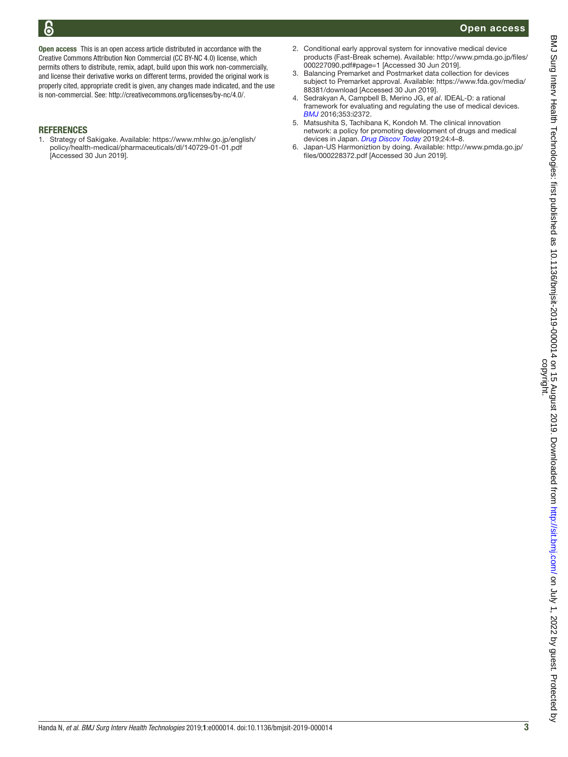**Open access** This is an open access article distributed in accordance with the Creative Commons Attribution Non Commercial (CC BY-NC 4.0) license, which permits others to distribute, remix, adapt, build upon this work non-commercially, and license their derivative works on different terms, provided the original work is properly cited, appropriate credit is given, any changes made indicated, and the use is non-commercial. See: http://creativecommons.org/licenses/by-nc/4.0/.

## REFERENCES

1. Strategy of Sakigake. Available: https://www.mhlw.go.jp/english/policy/health-medical/pharmaceuticals/dl/140729-01-01.pdf [Accessed 30 Jun 2019].
2. Conditional early approval system for innovative medical device products (Fast-Break scheme). Available: http://www.pmda.go.jp/files/000227090.pdf#page=1 [Accessed 30 Jun 2019].
3. Balancing Premarket and Postmarket data collection for devices subject to Premarket approval. Available: https://www.fda.gov/media/88381/download [Accessed 30 Jun 2019].
4. Sedrakyan A, Campbell B, Merino JG, *et al*. IDEAL-D: a rational framework for evaluating and regulating the use of medical devices. *BMJ* 2016;353:i2372.
5. Matsushita S, Tachibana K, Kondoh M. The clinical innovation network: a policy for promoting development of drugs and medical devices in Japan. *Drug Discov Today* 2019;24:4–8.
6. Japan-US Harmoniztion by doing. Available: http://www.pmda.go.jp/files/000228372.pdf [Accessed 30 Jun 2019].